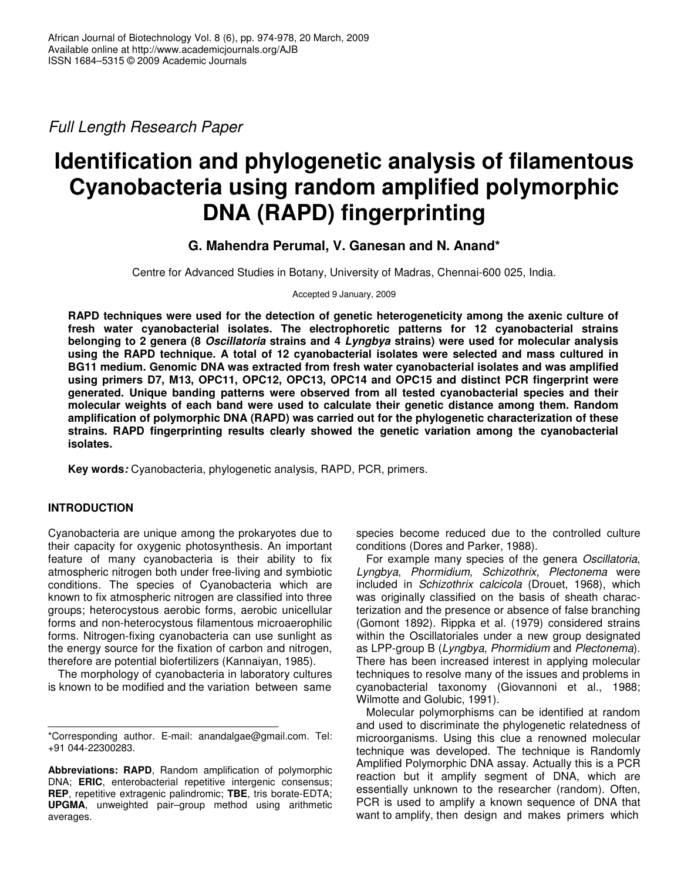*Full Length Research Paper*

# Identification and phylogenetic analysis of filamentous Cyanobacteria using random amplified polymorphic DNA (RAPD) fingerprinting

**G. Mahendra Perumal, V. Ganesan and N. Anand***

Centre for Advanced Studies in Botany, University of Madras, Chennai-600 025, India.

Accepted 9 January, 2009

**RAPD techniques were used for the detection of genetic heterogeneticity among the axenic culture of fresh water cyanobacterial isolates. The electrophoretic patterns for 12 cyanobacterial strains belonging to 2 genera (8 *Oscillatoria* strains and 4 *Lyngbya* strains) were used for molecular analysis using the RAPD technique. A total of 12 cyanobacterial isolates were selected and mass cultured in BG11 medium. Genomic DNA was extracted from fresh water cyanobacterial isolates and was amplified using primers D7, M13, OPC11, OPC12, OPC13, OPC14 and OPC15 and distinct PCR fingerprint were generated. Unique banding patterns were observed from all tested cyanobacterial species and their molecular weights of each band were used to calculate their genetic distance among them. Random amplification of polymorphic DNA (RAPD) was carried out for the phylogenetic characterization of these strains. RAPD fingerprinting results clearly showed the genetic variation among the cyanobacterial isolates.**

**Key words*:*** Cyanobacteria, phylogenetic analysis, RAPD, PCR, primers.

## INTRODUCTION

Cyanobacteria are unique among the prokaryotes due to their capacity for oxygenic photosynthesis. An important feature of many cyanobacteria is their ability to fix atmospheric nitrogen both under free-living and symbiotic conditions. The species of Cyanobacteria which are known to fix atmospheric nitrogen are classified into three groups; heterocystous aerobic forms, aerobic unicellular forms and non-heterocystous filamentous microaerophilic forms. Nitrogen-fixing cyanobacteria can use sunlight as the energy source for the fixation of carbon and nitrogen, therefore are potential biofertilizers (Kannaiyan, 1985).

The morphology of cyanobacteria in laboratory cultures is known to be modified and the variation between same species become reduced due to the controlled culture conditions (Dores and Parker, 1988).

For example many species of the genera *Oscillatoria*, *Lyngbya*, *Phormidium*, *Schizothrix, Plectonema* were included in *Schizothrix calcicola* (Drouet, 1968), which was originally classified on the basis of sheath characterization and the presence or absence of false branching (Gomont 1892). Rippka et al. (1979) considered strains within the Oscillatoriales under a new group designated as LPP-group B (*Lyngbya*, *Phormidium* and *Plectonema*). There has been increased interest in applying molecular techniques to resolve many of the issues and problems in cyanobacterial taxonomy (Giovannoni et al., 1988; Wilmotte and Golubic, 1991).

Molecular polymorphisms can be identified at random and used to discriminate the phylogenetic relatedness of microorganisms. Using this clue a renowned molecular technique was developed. The technique is Randomly Amplified Polymorphic DNA assay. Actually this is a PCR reaction but it amplify segment of DNA, which are essentially unknown to the researcher (random). Often, PCR is used to amplify a known sequence of DNA that want to amplify, then design and makes primers which

---

*Corresponding author. E-mail: anandalgae@gmail.com. Tel: +91 044-22300283.

**Abbreviations: RAPD**, Random amplification of polymorphic DNA; **ERIC**, enterobacterial repetitive intergenic consensus; **REP**, repetitive extragenic palindromic; **TBE**, tris borate-EDTA; **UPGMA**, unweighted pair–group method using arithmetic averages.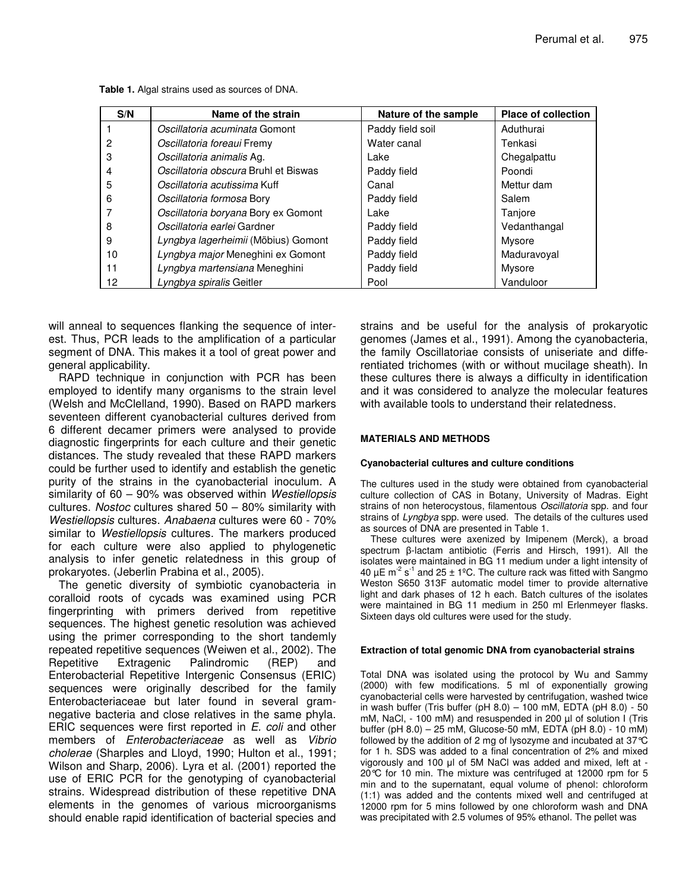**Table 1.** Algal strains used as sources of DNA.

| S/N | Name of the strain | Nature of the sample | Place of collection |
|---|---|---|---|
| 1 | *Oscillatoria acuminata* Gomont | Paddy field soil | Aduthurai |
| 2 | *Oscillatoria foreaui* Fremy | Water canal | Tenkasi |
| 3 | *Oscillatoria animalis* Ag. | Lake | Chegalpattu |
| 4 | *Oscillatoria obscura* Bruhl et Biswas | Paddy field | Poondi |
| 5 | *Oscillatoria acutissima* Kuff | Canal | Mettur dam |
| 6 | *Oscillatoria formosa* Bory | Paddy field | Salem |
| 7 | *Oscillatoria boryana* Bory ex Gomont | Lake | Tanjore |
| 8 | *Oscillatoria earlei* Gardner | Paddy field | Vedanthangal |
| 9 | *Lyngbya lagerheimii* (Möbius) Gomont | Paddy field | Mysore |
| 10 | *Lyngbya major* Meneghini ex Gomont | Paddy field | Maduravoyal |
| 11 | *Lyngbya martensiana* Meneghini | Paddy field | Mysore |
| 12 | *Lyngbya spiralis* Geitler | Pool | Vanduloor |

will anneal to sequences flanking the sequence of interest. Thus, PCR leads to the amplification of a particular segment of DNA. This makes it a tool of great power and general applicability.

RAPD technique in conjunction with PCR has been employed to identify many organisms to the strain level (Welsh and McClelland, 1990). Based on RAPD markers seventeen different cyanobacterial cultures derived from 6 different decamer primers were analysed to provide diagnostic fingerprints for each culture and their genetic distances. The study revealed that these RAPD markers could be further used to identify and establish the genetic purity of the strains in the cyanobacterial inoculum. A similarity of 60 – 90% was observed within *Westiellopsis* cultures. *Nostoc* cultures shared 50 – 80% similarity with *Westiellopsis* cultures. *Anabaena* cultures were 60 - 70% similar to *Westiellopsis* cultures. The markers produced for each culture were also applied to phylogenetic analysis to infer genetic relatedness in this group of prokaryotes. (Jeberlin Prabina et al., 2005).

The genetic diversity of symbiotic cyanobacteria in coralloid roots of cycads was examined using PCR fingerprinting with primers derived from repetitive sequences. The highest genetic resolution was achieved using the primer corresponding to the short tandemly repeated repetitive sequences (Weiwen et al., 2002). The Repetitive Extragenic Palindromic (REP) and Enterobacterial Repetitive Intergenic Consensus (ERIC) sequences were originally described for the family Enterobacteriaceae but later found in several gram-negative bacteria and close relatives in the same phyla. ERIC sequences were first reported in *E. coli* and other members of *Enterobacteriaceae* as well as *Vibrio cholerae* (Sharples and Lloyd, 1990; Hulton et al., 1991; Wilson and Sharp, 2006). Lyra et al. (2001) reported the use of ERIC PCR for the genotyping of cyanobacterial strains. Widespread distribution of these repetitive DNA elements in the genomes of various microorganisms should enable rapid identification of bacterial species and strains and be useful for the analysis of prokaryotic genomes (James et al., 1991). Among the cyanobacteria, the family Oscillatoriae consists of uniseriate and differentiated trichomes (with or without mucilage sheath). In these cultures there is always a difficulty in identification and it was considered to analyze the molecular features with available tools to understand their relatedness.

## MATERIALS AND METHODS

### Cyanobacterial cultures and culture conditions

The cultures used in the study were obtained from cyanobacterial culture collection of CAS in Botany, University of Madras. Eight strains of non heterocystous, filamentous *Oscillatoria* spp. and four strains of *Lyngbya* spp. were used. The details of the cultures used as sources of DNA are presented in Table 1.

These cultures were axenized by Imipenem (Merck), a broad spectrum β-lactam antibiotic (Ferris and Hirsch, 1991). All the isolates were maintained in BG 11 medium under a light intensity of 40 µE $m^{-2}$ $s^{-1}$ and 25 ± 1ºC. The culture rack was fitted with Sangmo Weston S650 313F automatic model timer to provide alternative light and dark phases of 12 h each. Batch cultures of the isolates were maintained in BG 11 medium in 250 ml Erlenmeyer flasks. Sixteen days old cultures were used for the study.

### Extraction of total genomic DNA from cyanobacterial strains

Total DNA was isolated using the protocol by Wu and Sammy (2000) with few modifications. 5 ml of exponentially growing cyanobacterial cells were harvested by centrifugation, washed twice in wash buffer (Tris buffer (pH 8.0) – 100 mM, EDTA (pH 8.0) - 50 mM, NaCl, - 100 mM) and resuspended in 200 µl of solution I (Tris buffer (pH 8.0) – 25 mM, Glucose-50 mM, EDTA (pH 8.0) - 10 mM) followed by the addition of 2 mg of lysozyme and incubated at 37°C for 1 h. SDS was added to a final concentration of 2% and mixed vigorously and 100 µl of 5M NaCl was added and mixed, left at -20°C for 10 min. The mixture was centrifuged at 12000 rpm for 5 min and to the supernatant, equal volume of phenol: chloroform (1:1) was added and the contents mixed well and centrifuged at 12000 rpm for 5 mins followed by one chloroform wash and DNA was precipitated with 2.5 volumes of 95% ethanol. The pellet was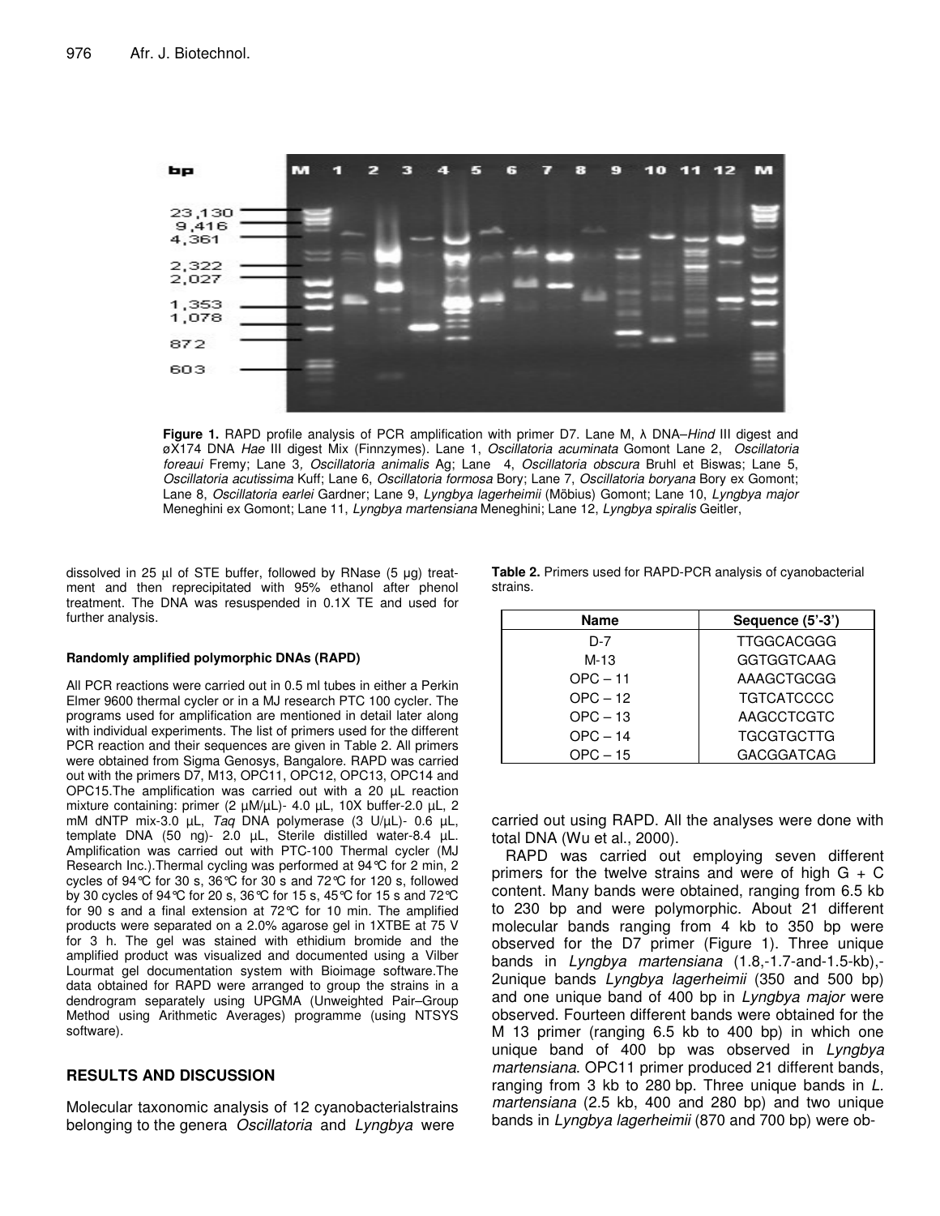**Figure 1.** RAPD profile analysis of PCR amplification with primer D7. Lane M, λ DNA–*Hind* III digest and øX174 DNA *Hae* III digest Mix (Finnzymes). Lane 1, *Oscillatoria acuminata* Gomont Lane 2, *Oscillatoria foreaui* Fremy; Lane 3, *Oscillatoria animalis* Ag; Lane 4, *Oscillatoria obscura* Bruhl et Biswas; Lane 5, *Oscillatoria acutissima* Kuff; Lane 6, *Oscillatoria formosa* Bory; Lane 7, *Oscillatoria boryana* Bory ex Gomont; Lane 8, *Oscillatoria earlei* Gardner; Lane 9, *Lyngbya lagerheimii* (Möbius) Gomont; Lane 10, *Lyngbya major* Meneghini ex Gomont; Lane 11, *Lyngbya martensiana* Meneghini; Lane 12, *Lyngbya spiralis* Geitler,

dissolved in 25 µl of STE buffer, followed by RNase (5 µg) treatment and then reprecipitated with 95% ethanol after phenol treatment. The DNA was resuspended in 0.1X TE and used for further analysis.

#### Randomly amplified polymorphic DNAs (RAPD)

All PCR reactions were carried out in 0.5 ml tubes in either a Perkin Elmer 9600 thermal cycler or in a MJ research PTC 100 cycler. The programs used for amplification are mentioned in detail later along with individual experiments. The list of primers used for the different PCR reaction and their sequences are given in Table 2. All primers were obtained from Sigma Genosys, Bangalore. RAPD was carried out with the primers D7, M13, OPC11, OPC12, OPC13, OPC14 and OPC15.The amplification was carried out with a 20 µL reaction mixture containing: primer (2 µM/µL)- 4.0 µL, 10X buffer-2.0 µL, 2 mM dNTP mix-3.0 µL, *Taq* DNA polymerase (3 U/µL)- 0.6 µL, template DNA (50 ng)- 2.0 µL, Sterile distilled water-8.4 µL. Amplification was carried out with PTC-100 Thermal cycler (MJ Research Inc.).Thermal cycling was performed at 94°C for 2 min, 2 cycles of 94°C for 30 s, 36°C for 30 s and 72°C for 120 s, followed by 30 cycles of 94°C for 20 s, 36°C for 15 s, 45°C for 15 s and 72°C for 90 s and a final extension at 72°C for 10 min. The amplified products were separated on a 2.0% agarose gel in 1XTBE at 75 V for 3 h. The gel was stained with ethidium bromide and the amplified product was visualized and documented using a Vilber Lourmat gel documentation system with Bioimage software.The data obtained for RAPD were arranged to group the strains in a dendrogram separately using UPGMA (Unweighted Pair–Group Method using Arithmetic Averages) programme (using NTSYS software).

## RESULTS AND DISCUSSION

Molecular taxonomic analysis of 12 cyanobacterialstrains belonging to the genera *Oscillatoria* and *Lyngbya* were carried out using RAPD. All the analyses were done with total DNA (Wu et al., 2000).

**Table 2.** Primers used for RAPD-PCR analysis of cyanobacterial strains.

| Name | Sequence (5'-3') |
|---|---|
| D-7 | TTGGCACGGG |
| M-13 | GGTGGTCAAG |
| OPC – 11 | AAAGCTGCGG |
| OPC – 12 | TGTCATCCCC |
| OPC – 13 | AAGCCTCGTC |
| OPC – 14 | TGCGTGCTTG |
| OPC – 15 | GACGGATCAG |

RAPD was carried out employing seven different primers for the twelve strains and were of high G + C content. Many bands were obtained, ranging from 6.5 kb to 230 bp and were polymorphic. About 21 different molecular bands ranging from 4 kb to 350 bp were observed for the D7 primer (Figure 1). Three unique bands in *Lyngbya martensiana* (1.8,-1.7-and-1.5-kb),-2unique bands *Lyngbya lagerheimii* (350 and 500 bp) and one unique band of 400 bp in *Lyngbya major* were observed. Fourteen different bands were obtained for the M 13 primer (ranging 6.5 kb to 400 bp) in which one unique band of 400 bp was observed in *Lyngbya martensiana*. OPC11 primer produced 21 different bands, ranging from 3 kb to 280 bp. Three unique bands in *L. martensiana* (2.5 kb, 400 and 280 bp) and two unique bands in *Lyngbya lagerheimii* (870 and 700 bp) were ob-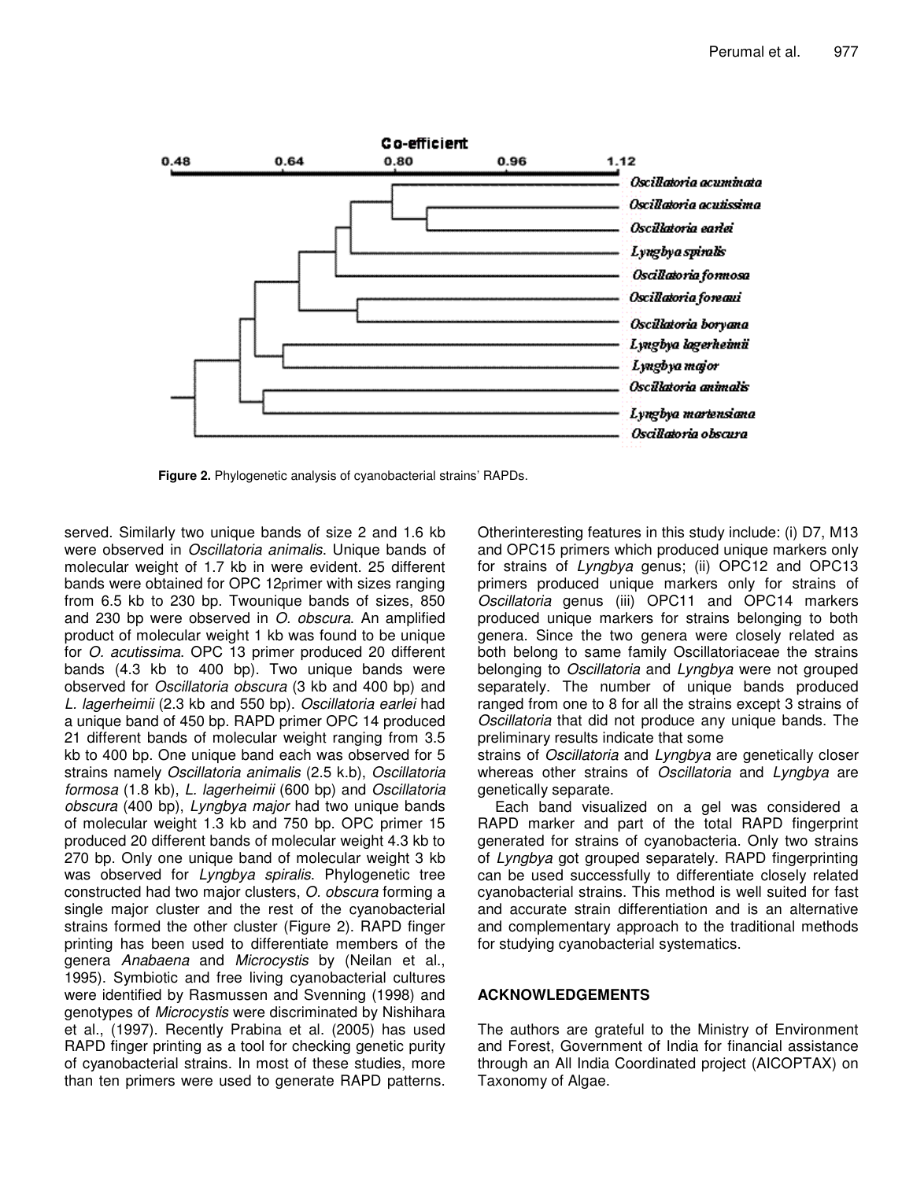**Figure 2.** Phylogenetic analysis of cyanobacterial strains' RAPDs.

served. Similarly two unique bands of size 2 and 1.6 kb were observed in *Oscillatoria animalis*. Unique bands of molecular weight of 1.7 kb in were evident. 25 different bands were obtained for OPC 12primer with sizes ranging from 6.5 kb to 230 bp. Twounique bands of sizes, 850 and 230 bp were observed in *O. obscura*. An amplified product of molecular weight 1 kb was found to be unique for *O. acutissima*. OPC 13 primer produced 20 different bands (4.3 kb to 400 bp). Two unique bands were observed for *Oscillatoria obscura* (3 kb and 400 bp) and *L. lagerheimii* (2.3 kb and 550 bp). *Oscillatoria earlei* had a unique band of 450 bp. RAPD primer OPC 14 produced 21 different bands of molecular weight ranging from 3.5 kb to 400 bp. One unique band each was observed for 5 strains namely *Oscillatoria animalis* (2.5 k.b), *Oscillatoria formosa* (1.8 kb), *L. lagerheimii* (600 bp) and *Oscillatoria obscura* (400 bp), *Lyngbya major* had two unique bands of molecular weight 1.3 kb and 750 bp. OPC primer 15 produced 20 different bands of molecular weight 4.3 kb to 270 bp. Only one unique band of molecular weight 3 kb was observed for *Lyngbya spiralis*. Phylogenetic tree constructed had two major clusters, *O. obscura* forming a single major cluster and the rest of the cyanobacterial strains formed the other cluster (Figure 2). RAPD finger printing has been used to differentiate members of the genera *Anabaena* and *Microcystis* by (Neilan et al., 1995). Symbiotic and free living cyanobacterial cultures were identified by Rasmussen and Svenning (1998) and genotypes of *Microcystis* were discriminated by Nishihara et al., (1997). Recently Prabina et al. (2005) has used RAPD finger printing as a tool for checking genetic purity of cyanobacterial strains. In most of these studies, more than ten primers were used to generate RAPD patterns. Otherinteresting features in this study include: (i) D7, M13 and OPC15 primers which produced unique markers only for strains of *Lyngbya* genus; (ii) OPC12 and OPC13 primers produced unique markers only for strains of *Oscillatoria* genus (iii) OPC11 and OPC14 markers produced unique markers for strains belonging to both genera. Since the two genera were closely related as both belong to same family Oscillatoriaceae the strains belonging to *Oscillatoria* and *Lyngbya* were not grouped separately. The number of unique bands produced ranged from one to 8 for all the strains except 3 strains of *Oscillatoria* that did not produce any unique bands. The preliminary results indicate that some strains of *Oscillatoria* and *Lyngbya* are genetically closer whereas other strains of *Oscillatoria* and *Lyngbya* are genetically separate.

Each band visualized on a gel was considered a RAPD marker and part of the total RAPD fingerprint generated for strains of cyanobacteria. Only two strains of *Lyngbya* got grouped separately. RAPD fingerprinting can be used successfully to differentiate closely related cyanobacterial strains. This method is well suited for fast and accurate strain differentiation and is an alternative and complementary approach to the traditional methods for studying cyanobacterial systematics.

## ACKNOWLEDGEMENTS

The authors are grateful to the Ministry of Environment and Forest, Government of India for financial assistance through an All India Coordinated project (AICOPTAX) on Taxonomy of Algae.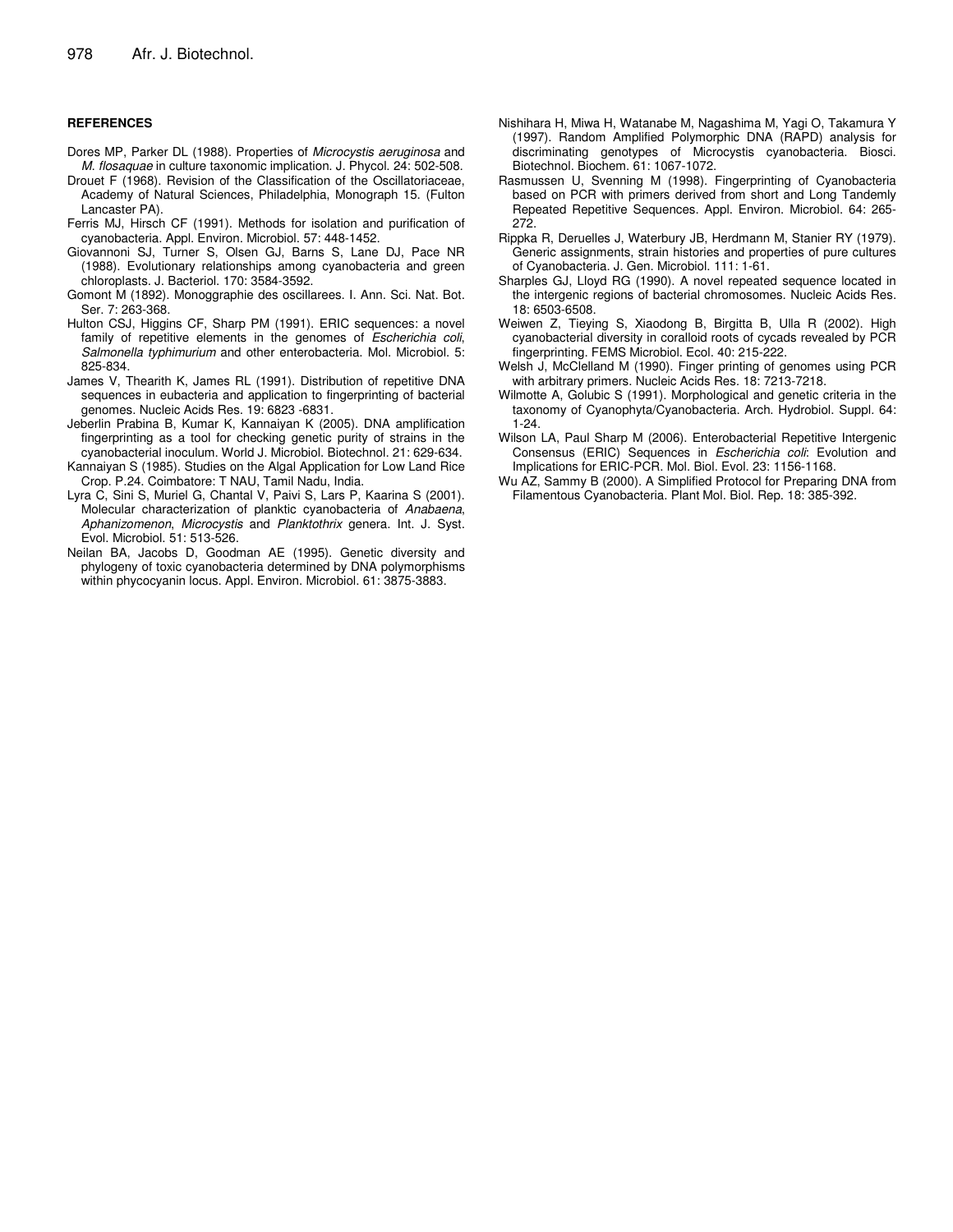**REFERENCES**

Dores MP, Parker DL (1988). Properties of *Microcystis aeruginosa* and *M. flosaquae* in culture taxonomic implication. J. Phycol. 24: 502-508.

Drouet F (1968). Revision of the Classification of the Oscillatoriaceae, Academy of Natural Sciences, Philadelphia, Monograph 15. (Fulton Lancaster PA).

Ferris MJ, Hirsch CF (1991). Methods for isolation and purification of cyanobacteria. Appl. Environ. Microbiol. 57: 448-1452.

Giovannoni SJ, Turner S, Olsen GJ, Barns S, Lane DJ, Pace NR (1988). Evolutionary relationships among cyanobacteria and green chloroplasts. J. Bacteriol. 170: 3584-3592.

Gomont M (1892). Monoggraphie des oscillarees. I. Ann. Sci. Nat. Bot. Ser. 7: 263-368.

Hulton CSJ, Higgins CF, Sharp PM (1991). ERIC sequences: a novel family of repetitive elements in the genomes of *Escherichia coli*, *Salmonella typhimurium* and other enterobacteria. Mol. Microbiol. 5: 825-834.

James V, Thearith K, James RL (1991). Distribution of repetitive DNA sequences in eubacteria and application to fingerprinting of bacterial genomes. Nucleic Acids Res. 19: 6823 -6831.

Jeberlin Prabina B, Kumar K, Kannaiyan K (2005). DNA amplification fingerprinting as a tool for checking genetic purity of strains in the cyanobacterial inoculum. World J. Microbiol. Biotechnol. 21: 629-634.

Kannaiyan S (1985). Studies on the Algal Application for Low Land Rice Crop. P.24. Coimbatore: T NAU, Tamil Nadu, India.

Lyra C, Sini S, Muriel G, Chantal V, Paivi S, Lars P, Kaarina S (2001). Molecular characterization of planktic cyanobacteria of *Anabaena*, *Aphanizomenon*, *Microcystis* and *Planktothrix* genera. Int. J. Syst. Evol. Microbiol. 51: 513-526.

Neilan BA, Jacobs D, Goodman AE (1995). Genetic diversity and phylogeny of toxic cyanobacteria determined by DNA polymorphisms within phycocyanin locus. Appl. Environ. Microbiol. 61: 3875-3883.

Nishihara H, Miwa H, Watanabe M, Nagashima M, Yagi O, Takamura Y (1997). Random Amplified Polymorphic DNA (RAPD) analysis for discriminating genotypes of Microcystis cyanobacteria. Biosci. Biotechnol. Biochem. 61: 1067-1072.

Rasmussen U, Svenning M (1998). Fingerprinting of Cyanobacteria based on PCR with primers derived from short and Long Tandemly Repeated Repetitive Sequences. Appl. Environ. Microbiol. 64: 265-272.

Rippka R, Deruelles J, Waterbury JB, Herdmann M, Stanier RY (1979). Generic assignments, strain histories and properties of pure cultures of Cyanobacteria. J. Gen. Microbiol. 111: 1-61.

Sharples GJ, Lloyd RG (1990). A novel repeated sequence located in the intergenic regions of bacterial chromosomes. Nucleic Acids Res. 18: 6503-6508.

Weiwen Z, Tieying S, Xiaodong B, Birgitta B, Ulla R (2002). High cyanobacterial diversity in coralloid roots of cycads revealed by PCR fingerprinting. FEMS Microbiol. Ecol. 40: 215-222.

Welsh J, McClelland M (1990). Finger printing of genomes using PCR with arbitrary primers. Nucleic Acids Res. 18: 7213-7218.

Wilmotte A, Golubic S (1991). Morphological and genetic criteria in the taxonomy of Cyanophyta/Cyanobacteria. Arch. Hydrobiol. Suppl. 64: 1-24.

Wilson LA, Paul Sharp M (2006). Enterobacterial Repetitive Intergenic Consensus (ERIC) Sequences in *Escherichia coli*: Evolution and Implications for ERIC-PCR. Mol. Biol. Evol. 23: 1156-1168.

Wu AZ, Sammy B (2000). A Simplified Protocol for Preparing DNA from Filamentous Cyanobacteria. Plant Mol. Biol. Rep. 18: 385-392.